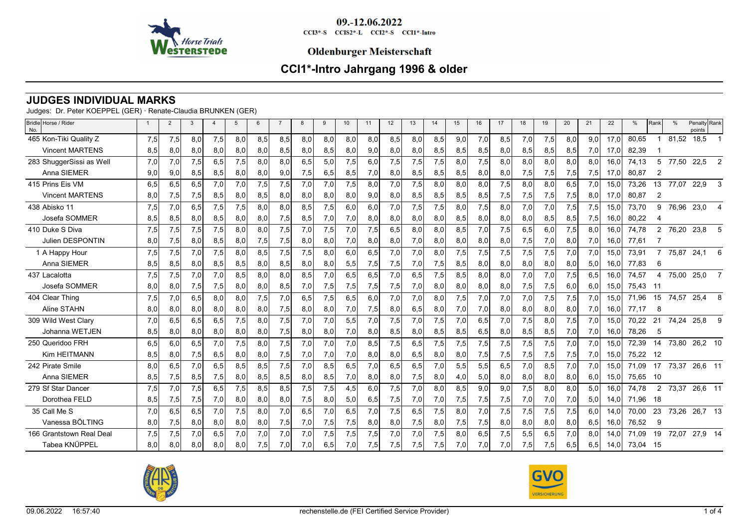09.-12.06.2022

CCI3*-S CCIS2*-L CCI2*-S CCI1*-Intro

**Oldenburger Meisterschaft**

# CCI1*-Intro Jahrgang 1996 & older

## JUDGES INDIVIDUAL MARKS

Judges: Dr. Peter KOEPPEL (GER) · Renate-Claudia BRUNKEN (GER)

| Bridle No. | Horse / Rider | 1 | 2 | 3 | 4 | 5 | 6 | 7 | 8 | 9 | 10 | 11 | 12 | 13 | 14 | 15 | 16 | 17 | 18 | 19 | 20 | 21 | 22 | % | Rank | % | Penalty points | Rank |
|---|---|---|---|---|---|---|---|---|---|---|---|---|---|---|---|---|---|---|---|---|---|---|---|---|---|---|---|---|
| 465 | Kon-Tiki Quality Z | 7,5 | 7,5 | 8,0 | 7,5 | 8,0 | 8,5 | 8,5 | 8,0 | 8,0 | 8,0 | 8,0 | 8,5 | 8,0 | 8,5 | 9,0 | 7,0 | 8,5 | 7,0 | 7,5 | 8,0 | 9,0 | 17,0 | 80,65 | 1 | 81,52 | 18,5 | 1 |
| | Vincent MARTENS | 8,5 | 8,0 | 8,0 | 8,0 | 8,0 | 8,0 | 8,5 | 8,0 | 8,5 | 8,0 | 9,0 | 8,0 | 8,0 | 8,5 | 8,5 | 8,5 | 8,0 | 8,5 | 8,5 | 8,5 | 7,0 | 17,0 | 82,39 | 1 | | | |
| 283 | ShuggerSissi as Well | 7,0 | 7,0 | 7,5 | 6,5 | 7,5 | 8,0 | 8,0 | 6,5 | 5,0 | 7,5 | 6,0 | 7,5 | 7,5 | 7,5 | 8,0 | 7,5 | 8,0 | 8,0 | 8,0 | 8,0 | 8,0 | 16,0 | 74,13 | 5 | 77,50 | 22,5 | 2 |
| | Anna SIEMER | 9,0 | 9,0 | 8,5 | 8,5 | 8,0 | 8,0 | 9,0 | 7,5 | 6,5 | 8,5 | 7,0 | 8,0 | 8,5 | 8,5 | 8,5 | 8,0 | 8,0 | 7,5 | 7,5 | 7,5 | 7,5 | 17,0 | 80,87 | 2 | | | |
| 415 | Prins Eis VM | 6,5 | 6,5 | 6,5 | 7,0 | 7,0 | 7,5 | 7,5 | 7,0 | 7,0 | 7,5 | 8,0 | 7,0 | 7,5 | 8,0 | 8,0 | 8,0 | 7,5 | 8,0 | 8,0 | 6,5 | 7,0 | 15,0 | 73,26 | 13 | 77,07 | 22,9 | 3 |
| | Vincent MARTENS | 8,0 | 7,5 | 7,5 | 8,5 | 8,0 | 8,5 | 8,0 | 8,0 | 8,0 | 8,0 | 9,0 | 8,0 | 8,5 | 8,5 | 8,5 | 8,5 | 7,5 | 7,5 | 7,5 | 7,5 | 8,0 | 17,0 | 80,87 | 2 | | | |
| 438 | Abisko 11 | 7,5 | 7,0 | 6,5 | 7,5 | 7,5 | 8,0 | 8,0 | 8,5 | 7,5 | 6,0 | 6,0 | 7,0 | 7,5 | 7,5 | 8,0 | 7,5 | 8,0 | 7,0 | 7,0 | 7,5 | 7,5 | 15,0 | 73,70 | 9 | 76,96 | 23,0 | 4 |
| | Josefa SOMMER | 8,5 | 8,5 | 8,0 | 8,5 | 8,0 | 8,0 | 7,5 | 8,5 | 7,0 | 7,0 | 8,0 | 8,0 | 8,0 | 8,0 | 8,5 | 8,0 | 8,0 | 8,0 | 8,5 | 8,5 | 7,5 | 16,0 | 80,22 | 4 | | | |
| 410 | Duke S Diva | 7,5 | 7,5 | 7,5 | 7,5 | 8,0 | 8,0 | 7,5 | 7,0 | 7,5 | 7,0 | 7,5 | 6,5 | 8,0 | 8,0 | 8,5 | 7,0 | 7,5 | 6,5 | 6,0 | 7,5 | 8,0 | 16,0 | 74,78 | 2 | 76,20 | 23,8 | 5 |
| | Julien DESPONTIN | 8,0 | 7,5 | 8,0 | 8,5 | 8,0 | 7,5 | 7,5 | 8,0 | 8,0 | 7,0 | 8,0 | 8,0 | 7,0 | 8,0 | 8,0 | 8,0 | 8,0 | 7,5 | 7,0 | 8,0 | 7,0 | 16,0 | 77,61 | 7 | | | |
| 1 | A Happy Hour | 7,5 | 7,5 | 7,0 | 7,5 | 8,0 | 8,5 | 7,5 | 7,5 | 8,0 | 6,0 | 6,5 | 7,0 | 7,0 | 8,0 | 7,5 | 7,5 | 7,5 | 7,5 | 7,5 | 7,0 | 7,0 | 15,0 | 73,91 | 7 | 75,87 | 24,1 | 6 |
| | Anna SIEMER | 8,5 | 8,5 | 8,0 | 8,5 | 8,5 | 8,0 | 8,5 | 8,0 | 8,0 | 5,5 | 7,5 | 7,5 | 7,0 | 7,5 | 8,5 | 8,0 | 8,0 | 8,0 | 8,0 | 8,0 | 5,0 | 16,0 | 77,83 | 6 | | | |
| 437 | Lacalotta | 7,5 | 7,5 | 7,0 | 7,0 | 8,5 | 8,0 | 8,0 | 8,5 | 7,0 | 6,5 | 6,5 | 7,0 | 6,5 | 7,5 | 8,5 | 8,0 | 8,0 | 7,0 | 7,0 | 7,5 | 6,5 | 16,0 | 74,57 | 4 | 75,00 | 25,0 | 7 |
| | Josefa SOMMER | 8,0 | 8,0 | 7,5 | 7,5 | 8,0 | 8,0 | 8,5 | 7,0 | 7,5 | 7,5 | 7,5 | 7,5 | 7,0 | 8,0 | 8,0 | 8,0 | 8,0 | 7,5 | 7,5 | 6,0 | 6,0 | 15,0 | 75,43 | 11 | | | |
| 404 | Clear Thing | 7,5 | 7,0 | 6,5 | 8,0 | 8,0 | 7,5 | 7,0 | 6,5 | 7,5 | 6,5 | 6,0 | 7,0 | 7,0 | 8,0 | 7,5 | 7,0 | 7,0 | 7,0 | 7,5 | 7,5 | 7,0 | 15,0 | 71,96 | 15 | 74,57 | 25,4 | 8 |
| | Aline STAHN | 8,0 | 8,0 | 8,0 | 8,0 | 8,0 | 8,0 | 7,5 | 8,0 | 8,0 | 7,0 | 7,5 | 8,0 | 6,5 | 8,0 | 7,0 | 7,0 | 8,0 | 8,0 | 8,0 | 8,0 | 7,0 | 16,0 | 77,17 | 8 | | | |
| 309 | Wild West Clary | 7,0 | 6,5 | 6,5 | 6,5 | 7,5 | 8,0 | 7,5 | 7,0 | 7,0 | 5,5 | 7,0 | 7,5 | 7,0 | 7,5 | 7,0 | 6,5 | 7,0 | 7,5 | 8,0 | 7,5 | 7,0 | 15,0 | 70,22 | 21 | 74,24 | 25,8 | 9 |
| | Johanna WETJEN | 8,5 | 8,0 | 8,0 | 8,0 | 8,0 | 8,0 | 7,5 | 8,0 | 8,0 | 7,0 | 8,0 | 8,5 | 8,0 | 8,5 | 8,5 | 6,5 | 8,0 | 8,5 | 8,5 | 7,0 | 7,0 | 16,0 | 78,26 | 5 | | | |
| 250 | Queridoo FRH | 6,5 | 6,0 | 6,5 | 7,0 | 7,5 | 8,0 | 7,5 | 7,0 | 7,0 | 7,0 | 8,5 | 7,5 | 6,5 | 7,5 | 7,5 | 7,5 | 7,5 | 7,5 | 7,5 | 7,0 | 7,0 | 15,0 | 72,39 | 14 | 73,80 | 26,2 | 10 |
| | Kim HEITMANN | 8,5 | 8,0 | 7,5 | 6,5 | 8,0 | 8,0 | 7,5 | 7,0 | 7,0 | 7,0 | 8,0 | 8,0 | 6,5 | 8,0 | 8,0 | 7,5 | 7,5 | 7,5 | 7,5 | 7,5 | 7,0 | 15,0 | 75,22 | 12 | | | |
| 242 | Pirate Smile | 8,0 | 6,5 | 7,0 | 6,5 | 8,5 | 8,5 | 7,5 | 7,0 | 8,5 | 6,5 | 7,0 | 6,5 | 6,5 | 7,0 | 5,5 | 5,5 | 6,5 | 7,0 | 8,5 | 7,0 | 7,0 | 15,0 | 71,09 | 17 | 73,37 | 26,6 | 11 |
| | Anna SIEMER | 8,5 | 7,5 | 8,5 | 7,5 | 8,0 | 8,5 | 8,5 | 8,0 | 8,5 | 7,0 | 8,0 | 8,0 | 7,5 | 8,0 | 4,0 | 5,0 | 8,0 | 8,0 | 8,0 | 8,0 | 6,0 | 15,0 | 75,65 | 10 | | | |
| 279 | Sf Star Dancer | 7,5 | 7,0 | 7,5 | 6,5 | 7,5 | 8,5 | 8,5 | 7,5 | 7,5 | 4,5 | 6,0 | 7,5 | 7,0 | 8,0 | 8,5 | 9,0 | 9,0 | 7,5 | 8,0 | 8,0 | 5,0 | 16,0 | 74,78 | 2 | 73,37 | 26,6 | 11 |
| | Dorothea FELD | 8,5 | 7,5 | 7,5 | 7,0 | 8,0 | 8,0 | 8,0 | 7,5 | 8,0 | 5,0 | 6,5 | 7,5 | 7,0 | 7,0 | 7,5 | 7,5 | 7,5 | 7,0 | 7,0 | 7,0 | 5,0 | 14,0 | 71,96 | 18 | | | |
| 35 | Call Me S | 7,0 | 6,5 | 6,5 | 7,0 | 7,5 | 8,0 | 7,0 | 6,5 | 7,0 | 6,5 | 7,0 | 7,5 | 6,5 | 7,5 | 8,0 | 7,0 | 7,5 | 7,5 | 7,5 | 7,5 | 6,0 | 14,0 | 70,00 | 23 | 73,26 | 26,7 | 13 |
| | Vanessa BÖLTING | 8,0 | 7,5 | 8,0 | 8,0 | 8,0 | 8,0 | 7,5 | 7,0 | 7,5 | 7,5 | 8,0 | 8,0 | 7,5 | 8,0 | 7,5 | 7,5 | 8,0 | 8,0 | 8,0 | 8,0 | 6,5 | 16,0 | 76,52 | 9 | | | |
| 166 | Grantstown Real Deal | 7,5 | 7,5 | 7,0 | 6,5 | 7,0 | 7,0 | 7,0 | 7,0 | 7,5 | 7,5 | 7,5 | 7,0 | 7,0 | 7,5 | 8,0 | 6,5 | 7,5 | 5,5 | 6,5 | 7,0 | 8,0 | 14,0 | 71,09 | 19 | 72,07 | 27,9 | 14 |
| | Tabea KNÜPPEL | 8,0 | 8,0 | 8,0 | 8,0 | 8,0 | 7,5 | 7,0 | 7,0 | 6,5 | 7,0 | 7,5 | 7,5 | 7,5 | 7,5 | 7,0 | 7,0 | 7,0 | 7,5 | 7,5 | 6,5 | 6,5 | 14,0 | 73,04 | 15 | | | |

09.06.2022 16:57:40 rechenstelle.de (FEI Certified Service Provider)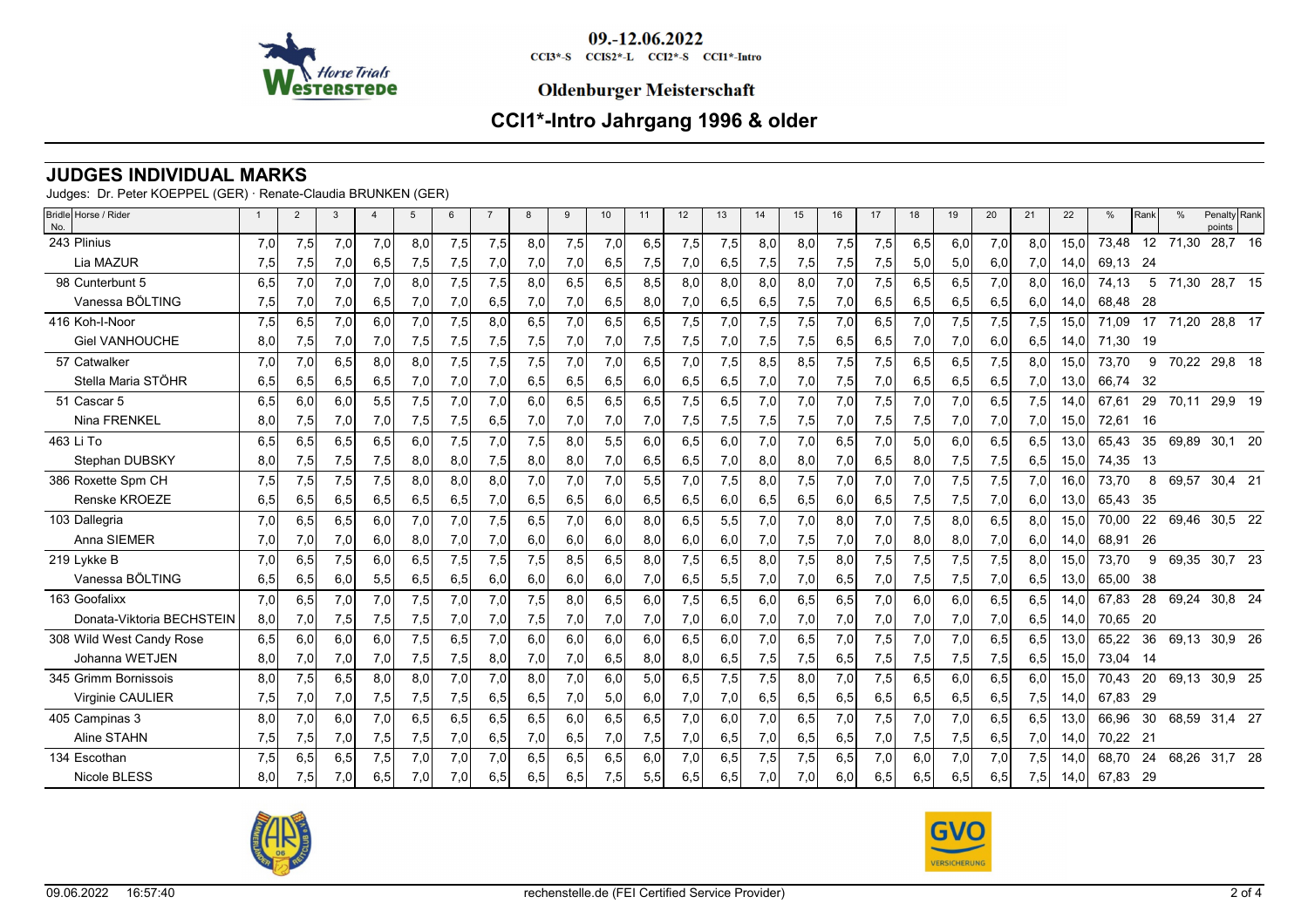09.-12.06.2022

CCI3*-S CCIS2*-L CCI2*-S CCI1*-Intro

**Oldenburger Meisterschaft**

## CCI1*-Intro Jahrgang 1996 & older

### JUDGES INDIVIDUAL MARKS

Judges: Dr. Peter KOEPPEL (GER) · Renate-Claudia BRUNKEN (GER)

| Bridle No. | Horse / Rider | 1 | 2 | 3 | 4 | 5 | 6 | 7 | 8 | 9 | 10 | 11 | 12 | 13 | 14 | 15 | 16 | 17 | 18 | 19 | 20 | 21 | 22 | % | Rank | % | Penalty points | Rank |
|---|---|---|---|---|---|---|---|---|---|---|---|---|---|---|---|---|---|---|---|---|---|---|---|---|---|---|---|---|
| 243 | Plinius | 7,0 | 7,5 | 7,0 | 7,0 | 8,0 | 7,5 | 7,5 | 8,0 | 7,5 | 7,0 | 6,5 | 7,5 | 7,5 | 8,0 | 8,0 | 7,5 | 7,5 | 6,5 | 6,0 | 7,0 | 8,0 | 15,0 | 73,48 | 12 | 71,30 | 28,7 | 16 |
| | Lia MAZUR | 7,5 | 7,5 | 7,0 | 6,5 | 7,5 | 7,5 | 7,0 | 7,0 | 7,0 | 6,5 | 7,5 | 7,0 | 6,5 | 7,5 | 7,5 | 7,5 | 7,5 | 5,0 | 5,0 | 6,0 | 7,0 | 14,0 | 69,13 | 24 | | | |
| 98 | Cunterbunt 5 | 6,5 | 7,0 | 7,0 | 7,0 | 8,0 | 7,5 | 7,5 | 8,0 | 6,5 | 6,5 | 8,5 | 8,0 | 8,0 | 8,0 | 8,0 | 7,0 | 7,5 | 6,5 | 6,5 | 7,0 | 8,0 | 16,0 | 74,13 | 5 | 71,30 | 28,7 | 15 |
| | Vanessa BÖLTING | 7,5 | 7,0 | 7,0 | 6,5 | 7,0 | 7,0 | 6,5 | 7,0 | 7,0 | 6,5 | 8,0 | 7,0 | 6,5 | 6,5 | 7,5 | 7,0 | 6,5 | 6,5 | 6,5 | 6,5 | 6,0 | 14,0 | 68,48 | 28 | | | |
| 416 | Koh-I-Noor | 7,5 | 6,5 | 7,0 | 6,0 | 7,0 | 7,5 | 8,0 | 6,5 | 7,0 | 6,5 | 6,5 | 7,5 | 7,0 | 7,5 | 7,5 | 7,0 | 6,5 | 7,0 | 7,5 | 7,5 | 7,5 | 15,0 | 71,09 | 17 | 71,20 | 28,8 | 17 |
| | Giel VANHOUCHE | 8,0 | 7,5 | 7,0 | 7,0 | 7,5 | 7,5 | 7,5 | 7,5 | 7,0 | 7,0 | 7,5 | 7,5 | 7,0 | 7,5 | 7,5 | 6,5 | 6,5 | 7,0 | 7,0 | 6,0 | 6,5 | 14,0 | 71,30 | 19 | | | |
| 57 | Catwalker | 7,0 | 7,0 | 6,5 | 8,0 | 8,0 | 7,5 | 7,5 | 7,5 | 7,0 | 7,0 | 6,5 | 7,0 | 7,5 | 8,5 | 8,5 | 7,5 | 7,5 | 6,5 | 6,5 | 7,5 | 8,0 | 15,0 | 73,70 | 9 | 70,22 | 29,8 | 18 |
| | Stella Maria STÖHR | 6,5 | 6,5 | 6,5 | 6,5 | 7,0 | 7,0 | 7,0 | 6,5 | 6,5 | 6,5 | 6,0 | 6,5 | 6,5 | 7,0 | 7,0 | 7,5 | 7,0 | 6,5 | 6,5 | 6,5 | 7,0 | 13,0 | 66,74 | 32 | | | |
| 51 | Cascar 5 | 6,5 | 6,0 | 6,0 | 5,5 | 7,5 | 7,0 | 7,0 | 6,0 | 6,5 | 6,5 | 6,5 | 7,5 | 6,5 | 7,0 | 7,0 | 7,0 | 7,5 | 7,0 | 7,0 | 6,5 | 7,5 | 14,0 | 67,61 | 29 | 70,11 | 29,9 | 19 |
| | Nina FRENKEL | 8,0 | 7,5 | 7,0 | 7,0 | 7,5 | 7,5 | 6,5 | 7,0 | 7,0 | 7,0 | 7,0 | 7,5 | 7,5 | 7,5 | 7,5 | 7,0 | 7,5 | 7,5 | 7,0 | 7,0 | 7,0 | 15,0 | 72,61 | 16 | | | |
| 463 | Li To | 6,5 | 6,5 | 6,5 | 6,5 | 6,0 | 7,5 | 7,0 | 7,5 | 8,0 | 5,5 | 6,0 | 6,5 | 6,0 | 7,0 | 7,0 | 6,5 | 7,0 | 5,0 | 6,0 | 6,5 | 6,5 | 13,0 | 65,43 | 35 | 69,89 | 30,1 | 20 |
| | Stephan DUBSKY | 8,0 | 7,5 | 7,5 | 7,5 | 8,0 | 8,0 | 7,5 | 8,0 | 8,0 | 7,0 | 6,5 | 6,5 | 7,0 | 8,0 | 8,0 | 7,0 | 6,5 | 8,0 | 7,5 | 7,5 | 6,5 | 15,0 | 74,35 | 13 | | | |
| 386 | Roxette Spm CH | 7,5 | 7,5 | 7,5 | 7,5 | 8,0 | 8,0 | 8,0 | 7,0 | 7,0 | 7,0 | 5,5 | 7,0 | 7,5 | 8,0 | 7,5 | 7,0 | 7,0 | 7,0 | 7,5 | 7,5 | 7,0 | 16,0 | 73,70 | 8 | 69,57 | 30,4 | 21 |
| | Renske KROEZE | 6,5 | 6,5 | 6,5 | 6,5 | 6,5 | 6,5 | 7,0 | 6,5 | 6,5 | 6,0 | 6,5 | 6,5 | 6,0 | 6,5 | 6,5 | 6,0 | 6,5 | 7,5 | 7,5 | 7,0 | 6,0 | 13,0 | 65,43 | 35 | | | |
| 103 | Dallegria | 7,0 | 6,5 | 6,5 | 6,0 | 7,0 | 7,0 | 7,5 | 6,5 | 7,0 | 6,0 | 8,0 | 6,5 | 5,5 | 7,0 | 7,0 | 8,0 | 7,0 | 7,5 | 8,0 | 6,5 | 8,0 | 15,0 | 70,00 | 22 | 69,46 | 30,5 | 22 |
| | Anna SIEMER | 7,0 | 7,0 | 7,0 | 6,0 | 8,0 | 7,0 | 7,0 | 6,0 | 6,0 | 6,0 | 8,0 | 6,0 | 6,0 | 7,0 | 7,5 | 7,0 | 7,0 | 8,0 | 8,0 | 7,0 | 6,0 | 14,0 | 68,91 | 26 | | | |
| 219 | Lykke B | 7,0 | 6,5 | 7,5 | 6,0 | 6,5 | 7,5 | 7,5 | 7,5 | 8,5 | 6,5 | 8,0 | 7,5 | 6,5 | 8,0 | 7,5 | 8,0 | 7,5 | 7,5 | 7,5 | 7,5 | 8,0 | 15,0 | 73,70 | 9 | 69,35 | 30,7 | 23 |
| | Vanessa BÖLTING | 6,5 | 6,5 | 6,0 | 5,5 | 6,5 | 6,5 | 6,0 | 6,0 | 6,0 | 6,0 | 7,0 | 6,5 | 5,5 | 7,0 | 7,0 | 6,5 | 7,0 | 7,5 | 7,5 | 7,0 | 6,5 | 13,0 | 65,00 | 38 | | | |
| 163 | Goofalixx | 7,0 | 6,5 | 7,0 | 7,0 | 7,5 | 7,0 | 7,0 | 7,5 | 8,0 | 6,5 | 6,0 | 7,5 | 6,5 | 6,0 | 6,5 | 6,5 | 7,0 | 6,0 | 6,0 | 6,5 | 6,5 | 14,0 | 67,83 | 28 | 69,24 | 30,8 | 24 |
| | Donata-Viktoria BECHSTEIN | 8,0 | 7,0 | 7,5 | 7,5 | 7,5 | 7,0 | 7,0 | 7,5 | 7,0 | 7,0 | 7,0 | 7,0 | 6,0 | 7,0 | 7,0 | 7,0 | 7,0 | 7,0 | 7,0 | 7,0 | 6,5 | 14,0 | 70,65 | 20 | | | |
| 308 | Wild West Candy Rose | 6,5 | 6,0 | 6,0 | 6,0 | 7,5 | 6,5 | 7,0 | 6,0 | 6,0 | 6,0 | 6,0 | 6,5 | 6,0 | 7,0 | 6,5 | 7,0 | 7,5 | 7,0 | 7,0 | 6,5 | 6,5 | 13,0 | 65,22 | 36 | 69,13 | 30,9 | 26 |
| | Johanna WETJEN | 8,0 | 7,0 | 7,0 | 7,0 | 7,5 | 7,5 | 8,0 | 7,0 | 7,0 | 6,5 | 8,0 | 8,0 | 6,5 | 7,5 | 7,5 | 6,5 | 7,5 | 7,5 | 7,5 | 7,5 | 6,5 | 15,0 | 73,04 | 14 | | | |
| 345 | Grimm Bornissois | 8,0 | 7,5 | 6,5 | 8,0 | 8,0 | 7,0 | 7,0 | 8,0 | 7,0 | 6,0 | 5,0 | 6,5 | 7,5 | 7,5 | 8,0 | 7,0 | 7,5 | 6,5 | 6,0 | 6,5 | 6,0 | 15,0 | 70,43 | 20 | 69,13 | 30,9 | 25 |
| | Virginie CAULIER | 7,5 | 7,0 | 7,0 | 7,5 | 7,5 | 7,5 | 6,5 | 6,5 | 7,0 | 5,0 | 6,0 | 7,0 | 7,0 | 6,5 | 6,5 | 6,5 | 6,5 | 6,5 | 6,5 | 6,5 | 7,5 | 14,0 | 67,83 | 29 | | | |
| 405 | Campinas 3 | 8,0 | 7,0 | 6,0 | 7,0 | 6,5 | 6,5 | 6,5 | 6,5 | 6,0 | 6,5 | 6,5 | 7,0 | 6,0 | 7,0 | 6,5 | 7,0 | 7,5 | 7,0 | 7,0 | 6,5 | 6,5 | 13,0 | 66,96 | 30 | 68,59 | 31,4 | 27 |
| | Aline STAHN | 7,5 | 7,5 | 7,0 | 7,5 | 7,5 | 7,0 | 6,5 | 7,0 | 6,5 | 7,0 | 7,5 | 7,0 | 6,5 | 7,0 | 6,5 | 6,5 | 7,0 | 7,5 | 7,5 | 6,5 | 7,0 | 14,0 | 70,22 | 21 | | | |
| 134 | Escothan | 7,5 | 6,5 | 6,5 | 7,5 | 7,0 | 7,0 | 7,0 | 6,5 | 6,5 | 6,5 | 6,0 | 7,0 | 6,5 | 7,5 | 7,5 | 6,5 | 7,0 | 6,0 | 7,0 | 7,0 | 7,5 | 14,0 | 68,70 | 24 | 68,26 | 31,7 | 28 |
| | Nicole BLESS | 8,0 | 7,5 | 7,0 | 6,5 | 7,0 | 7,0 | 6,5 | 6,5 | 6,5 | 7,5 | 5,5 | 6,5 | 6,5 | 7,0 | 7,0 | 6,0 | 6,5 | 6,5 | 6,5 | 6,5 | 7,5 | 14,0 | 67,83 | 29 | | | |

09.06.2022 16:57:40 rechenstelle.de (FEI Certified Service Provider)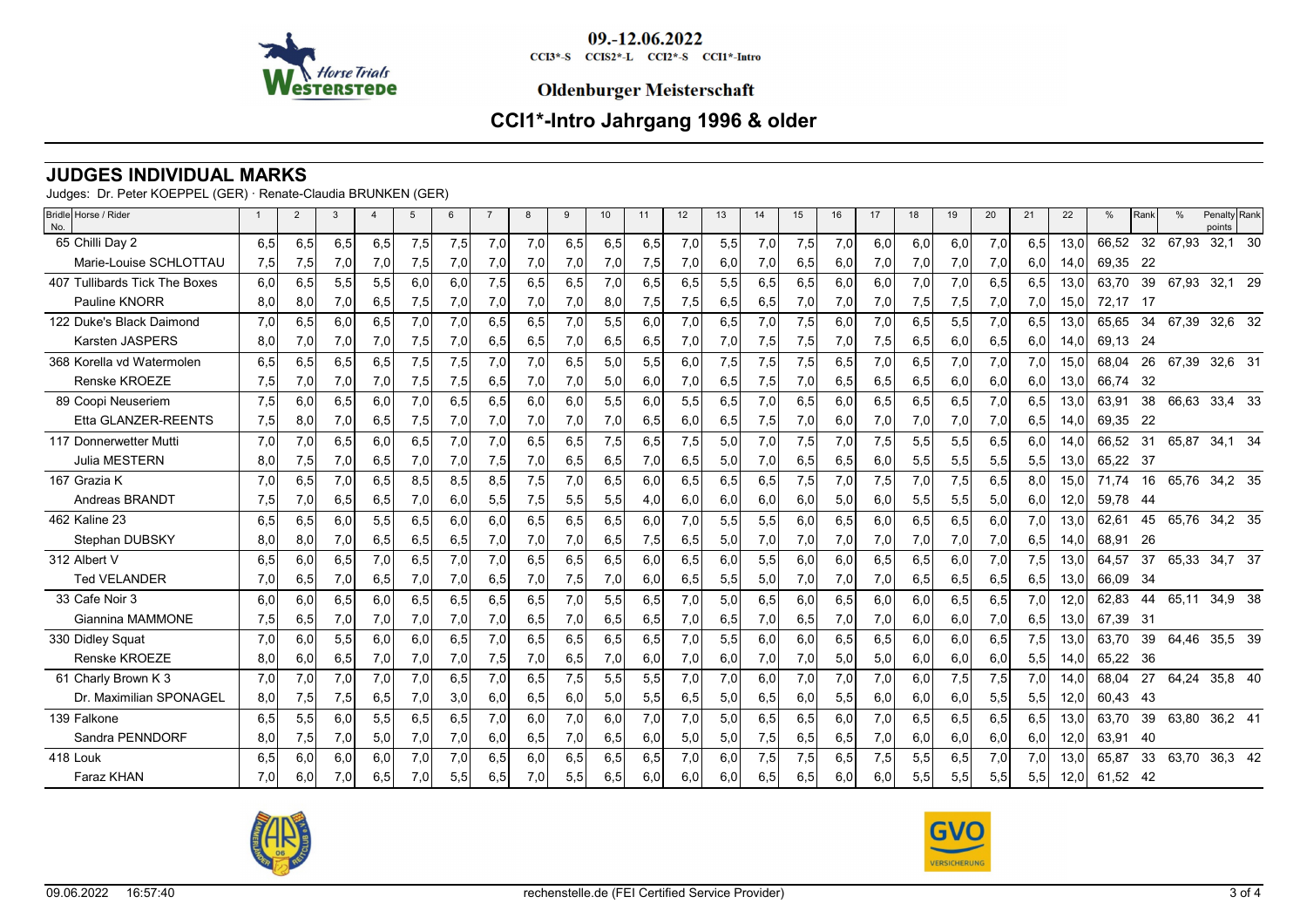09.-12.06.2022

CCI3*-S CCIS2*-L CCI2*-S CCI1*-Intro

**Oldenburger Meisterschaft**

## CCI1*-Intro Jahrgang 1996 & older

### JUDGES INDIVIDUAL MARKS

Judges: Dr. Peter KOEPPEL (GER) · Renate-Claudia BRUNKEN (GER)

| Bridle No. Horse / Rider | 1 | 2 | 3 | 4 | 5 | 6 | 7 | 8 | 9 | 10 | 11 | 12 | 13 | 14 | 15 | 16 | 17 | 18 | 19 | 20 | 21 | 22 | % | Rank | % | Penalty points | Rank |
|---|---|---|---|---|---|---|---|---|---|---|---|---|---|---|---|---|---|---|---|---|---|---|---|---|---|---|---|
| 65 Chilli Day 2 | 6,5 | 6,5 | 6,5 | 6,5 | 7,5 | 7,5 | 7,0 | 7,0 | 6,5 | 6,5 | 6,5 | 7,0 | 5,5 | 7,0 | 7,5 | 7,0 | 6,0 | 6,0 | 6,0 | 7,0 | 6,5 | 13,0 | 66,52 | 32 | 67,93 | 32,1 | 30 |
| Marie-Louise SCHLOTTAU | 7,5 | 7,5 | 7,0 | 7,0 | 7,5 | 7,0 | 7,0 | 7,0 | 7,0 | 7,0 | 7,5 | 7,0 | 6,0 | 7,0 | 6,5 | 6,0 | 7,0 | 7,0 | 7,0 | 7,0 | 6,0 | 14,0 | 69,35 | 22 | | | |
| 407 Tullibards Tick The Boxes | 6,0 | 6,5 | 5,5 | 5,5 | 6,0 | 6,0 | 7,5 | 6,5 | 6,5 | 7,0 | 6,5 | 6,5 | 5,5 | 6,5 | 6,5 | 6,0 | 6,0 | 7,0 | 7,0 | 6,5 | 6,5 | 13,0 | 63,70 | 39 | 67,93 | 32,1 | 29 |
| Pauline KNORR | 8,0 | 8,0 | 7,0 | 6,5 | 7,5 | 7,0 | 7,0 | 7,0 | 7,0 | 8,0 | 7,5 | 7,5 | 6,5 | 6,5 | 7,0 | 7,0 | 7,0 | 7,5 | 7,5 | 7,0 | 7,0 | 15,0 | 72,17 | 17 | | | |
| 122 Duke's Black Daimond | 7,0 | 6,5 | 6,0 | 6,5 | 7,0 | 7,0 | 6,5 | 6,5 | 7,0 | 5,5 | 6,0 | 7,0 | 6,5 | 7,0 | 7,5 | 6,0 | 7,0 | 6,5 | 5,5 | 7,0 | 6,5 | 13,0 | 65,65 | 34 | 67,39 | 32,6 | 32 |
| Karsten JASPERS | 8,0 | 7,0 | 7,0 | 7,0 | 7,5 | 7,0 | 6,5 | 6,5 | 7,0 | 6,5 | 6,5 | 7,0 | 7,0 | 7,5 | 7,5 | 7,0 | 7,5 | 6,5 | 6,0 | 6,5 | 6,0 | 14,0 | 69,13 | 24 | | | |
| 368 Korella vd Watermolen | 6,5 | 6,5 | 6,5 | 6,5 | 7,5 | 7,5 | 7,0 | 7,0 | 6,5 | 5,0 | 5,5 | 6,0 | 7,5 | 7,5 | 7,5 | 6,5 | 7,0 | 6,5 | 7,0 | 7,0 | 7,0 | 15,0 | 68,04 | 26 | 67,39 | 32,6 | 31 |
| Renske KROEZE | 7,5 | 7,0 | 7,0 | 7,0 | 7,5 | 7,5 | 6,5 | 7,0 | 7,0 | 5,0 | 6,0 | 7,0 | 6,5 | 7,5 | 7,0 | 6,5 | 6,5 | 6,5 | 6,0 | 6,0 | 6,0 | 13,0 | 66,74 | 32 | | | |
| 89 Coopi Neuseriem | 7,5 | 6,0 | 6,5 | 6,0 | 7,0 | 6,5 | 6,5 | 6,0 | 6,0 | 5,5 | 6,0 | 5,5 | 6,5 | 7,0 | 6,5 | 6,0 | 6,5 | 6,5 | 6,5 | 7,0 | 6,5 | 13,0 | 63,91 | 38 | 66,63 | 33,4 | 33 |
| Etta GLANZER-REENTS | 7,5 | 8,0 | 7,0 | 6,5 | 7,5 | 7,0 | 7,0 | 7,0 | 7,0 | 7,0 | 6,5 | 6,0 | 6,5 | 7,5 | 7,0 | 6,0 | 7,0 | 7,0 | 7,0 | 7,0 | 6,5 | 14,0 | 69,35 | 22 | | | |
| 117 Donnerwetter Mutti | 7,0 | 7,0 | 6,5 | 6,0 | 6,5 | 7,0 | 7,0 | 6,5 | 6,5 | 7,5 | 6,5 | 7,5 | 5,0 | 7,0 | 7,5 | 7,0 | 7,5 | 5,5 | 5,5 | 6,5 | 6,0 | 14,0 | 66,52 | 31 | 65,87 | 34,1 | 34 |
| Julia MESTERN | 8,0 | 7,5 | 7,0 | 6,5 | 7,0 | 7,0 | 7,5 | 7,0 | 6,5 | 6,5 | 7,0 | 6,5 | 5,0 | 7,0 | 6,5 | 6,5 | 6,0 | 5,5 | 5,5 | 5,5 | 5,5 | 13,0 | 65,22 | 37 | | | |
| 167 Grazia K | 7,0 | 6,5 | 7,0 | 6,5 | 8,5 | 8,5 | 8,5 | 7,5 | 7,0 | 6,5 | 6,0 | 6,5 | 6,5 | 6,5 | 7,5 | 7,0 | 7,5 | 7,0 | 7,5 | 6,5 | 8,0 | 15,0 | 71,74 | 16 | 65,76 | 34,2 | 35 |
| Andreas BRANDT | 7,5 | 7,0 | 6,5 | 6,5 | 7,0 | 6,0 | 5,5 | 7,5 | 5,5 | 5,5 | 4,0 | 6,0 | 6,0 | 6,0 | 6,0 | 5,0 | 6,0 | 5,5 | 5,5 | 5,0 | 6,0 | 12,0 | 59,78 | 44 | | | |
| 462 Kaline 23 | 6,5 | 6,5 | 6,0 | 5,5 | 6,5 | 6,0 | 6,0 | 6,5 | 6,5 | 6,5 | 6,0 | 7,0 | 5,5 | 5,5 | 6,0 | 6,5 | 6,0 | 6,5 | 6,5 | 6,0 | 7,0 | 13,0 | 62,61 | 45 | 65,76 | 34,2 | 35 |
| Stephan DUBSKY | 8,0 | 8,0 | 7,0 | 6,5 | 6,5 | 6,5 | 7,0 | 7,0 | 7,0 | 6,5 | 7,5 | 6,5 | 5,0 | 7,0 | 7,0 | 7,0 | 7,0 | 7,0 | 7,0 | 7,0 | 6,5 | 14,0 | 68,91 | 26 | | | |
| 312 Albert V | 6,5 | 6,0 | 6,5 | 7,0 | 6,5 | 7,0 | 7,0 | 6,5 | 6,5 | 6,5 | 6,0 | 6,5 | 6,0 | 5,5 | 6,0 | 6,0 | 6,5 | 6,5 | 6,0 | 7,0 | 7,5 | 13,0 | 64,57 | 37 | 65,33 | 34,7 | 37 |
| Ted VELANDER | 7,0 | 6,5 | 7,0 | 6,5 | 7,0 | 7,0 | 6,5 | 7,0 | 7,5 | 7,0 | 6,0 | 6,5 | 5,5 | 5,0 | 7,0 | 7,0 | 7,0 | 6,5 | 6,5 | 6,5 | 6,5 | 13,0 | 66,09 | 34 | | | |
| 33 Cafe Noir 3 | 6,0 | 6,0 | 6,5 | 6,0 | 6,5 | 6,5 | 6,5 | 6,5 | 7,0 | 5,5 | 6,5 | 7,0 | 5,0 | 6,5 | 6,0 | 6,5 | 6,0 | 6,0 | 6,5 | 6,5 | 7,0 | 12,0 | 62,83 | 44 | 65,11 | 34,9 | 38 |
| Giannina MAMMONE | 7,5 | 6,5 | 7,0 | 7,0 | 7,0 | 7,0 | 7,0 | 6,5 | 7,0 | 6,5 | 6,5 | 7,0 | 6,5 | 7,0 | 6,5 | 7,0 | 7,0 | 6,0 | 6,0 | 7,0 | 6,5 | 13,0 | 67,39 | 31 | | | |
| 330 Didley Squat | 7,0 | 6,0 | 5,5 | 6,0 | 6,0 | 6,5 | 7,0 | 6,5 | 6,5 | 6,5 | 6,5 | 7,0 | 5,5 | 6,0 | 6,0 | 6,5 | 6,5 | 6,0 | 6,0 | 6,5 | 7,5 | 13,0 | 63,70 | 39 | 64,46 | 35,5 | 39 |
| Renske KROEZE | 8,0 | 6,0 | 6,5 | 7,0 | 7,0 | 7,0 | 7,5 | 7,0 | 6,5 | 7,0 | 6,0 | 7,0 | 6,0 | 7,0 | 7,0 | 5,0 | 5,0 | 6,0 | 6,0 | 6,0 | 5,5 | 14,0 | 65,22 | 36 | | | |
| 61 Charly Brown K 3 | 7,0 | 7,0 | 7,0 | 7,0 | 7,0 | 6,5 | 7,0 | 6,5 | 7,5 | 5,5 | 5,5 | 7,0 | 7,0 | 6,0 | 7,0 | 7,0 | 7,0 | 6,0 | 7,5 | 7,5 | 7,0 | 14,0 | 68,04 | 27 | 64,24 | 35,8 | 40 |
| Dr. Maximilian SPONAGEL | 8,0 | 7,5 | 7,5 | 6,5 | 7,0 | 3,0 | 6,0 | 6,5 | 6,0 | 5,0 | 5,5 | 6,5 | 5,0 | 6,5 | 6,0 | 5,5 | 6,0 | 6,0 | 6,0 | 5,5 | 5,5 | 12,0 | 60,43 | 43 | | | |
| 139 Falkone | 6,5 | 5,5 | 6,0 | 5,5 | 6,5 | 6,5 | 7,0 | 6,0 | 7,0 | 6,0 | 7,0 | 7,0 | 5,0 | 6,5 | 6,5 | 6,0 | 7,0 | 6,5 | 6,5 | 6,5 | 6,5 | 13,0 | 63,70 | 39 | 63,80 | 36,2 | 41 |
| Sandra PENNDORF | 8,0 | 7,5 | 7,0 | 5,0 | 7,0 | 7,0 | 6,0 | 6,5 | 7,0 | 6,5 | 6,0 | 5,0 | 5,0 | 7,5 | 6,5 | 6,5 | 7,0 | 6,0 | 6,0 | 6,0 | 6,0 | 12,0 | 63,91 | 40 | | | |
| 418 Louk | 6,5 | 6,0 | 6,0 | 6,0 | 7,0 | 7,0 | 6,5 | 6,0 | 6,5 | 6,5 | 6,5 | 7,0 | 6,0 | 7,5 | 7,5 | 6,5 | 7,5 | 5,5 | 6,5 | 7,0 | 7,0 | 13,0 | 65,87 | 33 | 63,70 | 36,3 | 42 |
| Faraz KHAN | 7,0 | 6,0 | 7,0 | 6,5 | 7,0 | 5,5 | 6,5 | 7,0 | 5,5 | 6,5 | 6,0 | 6,0 | 6,0 | 6,5 | 6,5 | 6,0 | 6,0 | 5,5 | 5,5 | 5,5 | 5,5 | 12,0 | 61,52 | 42 | | | |

09.06.2022 16:57:40 rechenstelle.de (FEI Certified Service Provider)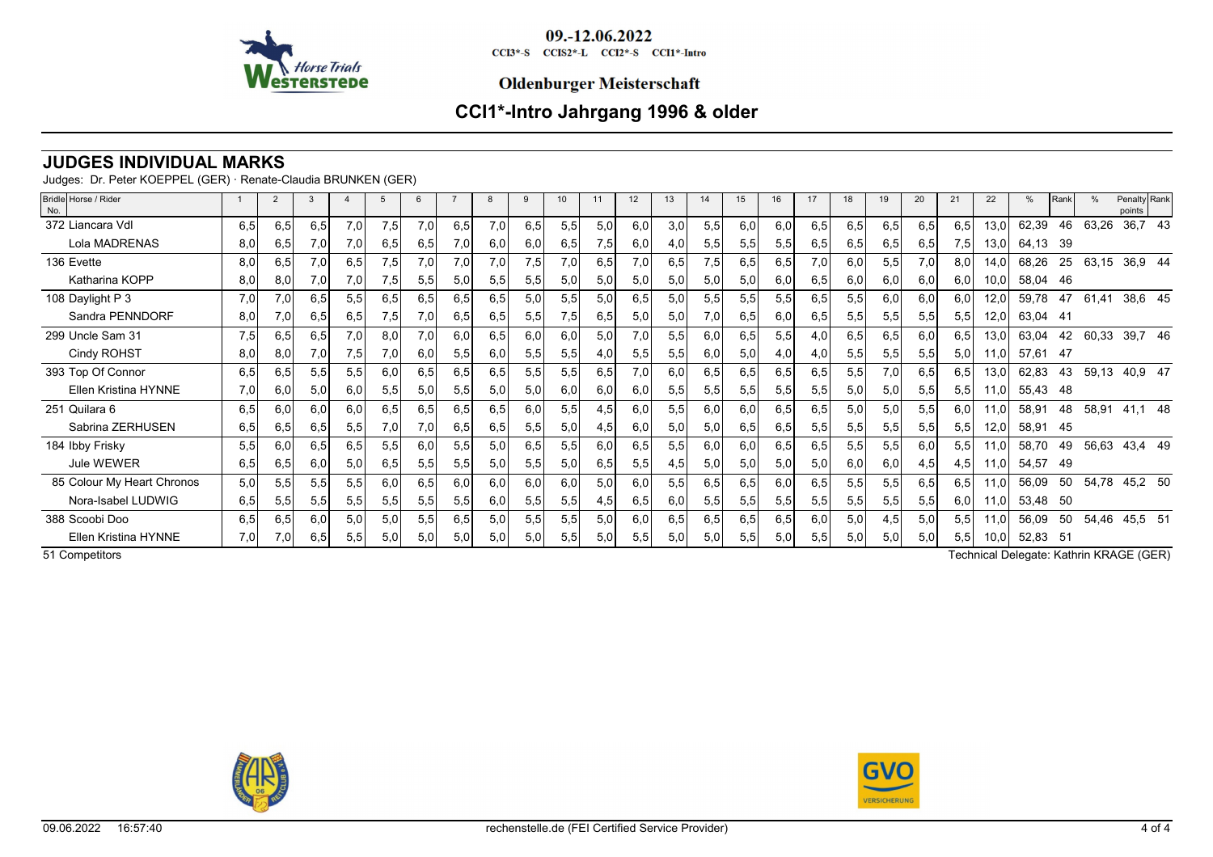09.-12.06.2022

CCI3*-S CCIS2*-L CCI2*-S CCI1*-Intro

**Oldenburger Meisterschaft**

# CCI1*-Intro Jahrgang 1996 & older

## JUDGES INDIVIDUAL MARKS

Judges: Dr. Peter KOEPPEL (GER) · Renate-Claudia BRUNKEN (GER)

| Bridle No. | Horse / Rider | 1 | 2 | 3 | 4 | 5 | 6 | 7 | 8 | 9 | 10 | 11 | 12 | 13 | 14 | 15 | 16 | 17 | 18 | 19 | 20 | 21 | 22 | % | Rank | % | Penalty points | Rank |
|---|---|---|---|---|---|---|---|---|---|---|---|---|---|---|---|---|---|---|---|---|---|---|---|---|---|---|---|---|
| 372 | Liancara Vdl | 6,5 | 6,5 | 6,5 | 7,0 | 7,5 | 7,0 | 6,5 | 7,0 | 6,5 | 5,5 | 5,0 | 6,0 | 3,0 | 5,5 | 6,0 | 6,0 | 6,5 | 6,5 | 6,5 | 6,5 | 6,5 | 13,0 | 62,39 | 46 | 63,26 | 36,7 | 43 |
| | Lola MADRENAS | 8,0 | 6,5 | 7,0 | 7,0 | 6,5 | 6,5 | 7,0 | 6,0 | 6,0 | 6,5 | 7,5 | 6,0 | 4,0 | 5,5 | 5,5 | 5,5 | 6,5 | 6,5 | 6,5 | 6,5 | 7,5 | 13,0 | 64,13 | 39 | | | |
| 136 | Evette | 8,0 | 6,5 | 7,0 | 6,5 | 7,5 | 7,0 | 7,0 | 7,0 | 7,5 | 7,0 | 6,5 | 7,0 | 6,5 | 7,5 | 6,5 | 6,5 | 7,0 | 6,0 | 5,5 | 7,0 | 8,0 | 14,0 | 68,26 | 25 | 63,15 | 36,9 | 44 |
| | Katharina KOPP | 8,0 | 8,0 | 7,0 | 7,0 | 7,5 | 5,5 | 5,0 | 5,5 | 5,5 | 5,0 | 5,0 | 5,0 | 5,0 | 5,0 | 5,0 | 6,0 | 6,5 | 6,0 | 6,0 | 6,0 | 6,0 | 10,0 | 58,04 | 46 | | | |
| 108 | Daylight P 3 | 7,0 | 7,0 | 6,5 | 5,5 | 6,5 | 6,5 | 6,5 | 6,5 | 5,0 | 5,5 | 5,0 | 6,5 | 5,0 | 5,5 | 5,5 | 5,5 | 6,5 | 5,5 | 6,0 | 6,0 | 6,0 | 12,0 | 59,78 | 47 | 61,41 | 38,6 | 45 |
| | Sandra PENNDORF | 8,0 | 7,0 | 6,5 | 6,5 | 7,5 | 7,0 | 6,5 | 6,5 | 5,5 | 7,5 | 6,5 | 5,0 | 5,0 | 7,0 | 6,5 | 6,0 | 6,5 | 5,5 | 5,5 | 5,5 | 5,5 | 12,0 | 63,04 | 41 | | | |
| 299 | Uncle Sam 31 | 7,5 | 6,5 | 6,5 | 7,0 | 8,0 | 7,0 | 6,0 | 6,5 | 6,0 | 6,0 | 5,0 | 7,0 | 5,5 | 6,0 | 6,5 | 5,5 | 4,0 | 6,5 | 6,5 | 6,0 | 6,5 | 13,0 | 63,04 | 42 | 60,33 | 39,7 | 46 |
| | Cindy ROHST | 8,0 | 8,0 | 7,0 | 7,5 | 7,0 | 6,0 | 5,5 | 6,0 | 5,5 | 5,5 | 4,0 | 5,5 | 5,5 | 6,0 | 5,0 | 4,0 | 4,0 | 5,5 | 5,5 | 5,5 | 5,0 | 11,0 | 57,61 | 47 | | | |
| 393 | Top Of Connor | 6,5 | 6,5 | 5,5 | 5,5 | 6,0 | 6,5 | 6,5 | 6,5 | 5,5 | 5,5 | 6,5 | 7,0 | 6,0 | 6,5 | 6,5 | 6,5 | 6,5 | 5,5 | 7,0 | 6,5 | 6,5 | 13,0 | 62,83 | 43 | 59,13 | 40,9 | 47 |
| | Ellen Kristina HYNNE | 7,0 | 6,0 | 5,0 | 6,0 | 5,5 | 5,0 | 5,5 | 5,0 | 5,0 | 6,0 | 6,0 | 6,0 | 5,5 | 5,5 | 5,5 | 5,5 | 5,5 | 5,0 | 5,0 | 5,5 | 5,5 | 11,0 | 55,43 | 48 | | | |
| 251 | Quilara 6 | 6,5 | 6,0 | 6,0 | 6,0 | 6,5 | 6,5 | 6,5 | 6,5 | 6,0 | 5,5 | 4,5 | 6,0 | 5,5 | 6,0 | 6,0 | 6,5 | 6,5 | 5,0 | 5,0 | 5,5 | 6,0 | 11,0 | 58,91 | 48 | 58,91 | 41,1 | 48 |
| | Sabrina ZERHUSEN | 6,5 | 6,5 | 6,5 | 5,5 | 7,0 | 7,0 | 6,5 | 6,5 | 5,5 | 5,0 | 4,5 | 6,0 | 5,0 | 5,0 | 6,5 | 6,5 | 5,5 | 5,5 | 5,5 | 5,5 | 5,5 | 12,0 | 58,91 | 45 | | | |
| 184 | Ibby Frisky | 5,5 | 6,0 | 6,5 | 6,5 | 5,5 | 6,0 | 5,5 | 5,0 | 6,5 | 5,5 | 6,0 | 6,5 | 5,5 | 6,0 | 6,0 | 6,5 | 6,5 | 5,5 | 5,5 | 6,0 | 5,5 | 11,0 | 58,70 | 49 | 56,63 | 43,4 | 49 |
| | Jule WEWER | 6,5 | 6,5 | 6,0 | 5,0 | 6,5 | 5,5 | 5,5 | 5,0 | 5,5 | 5,0 | 6,5 | 5,5 | 4,5 | 5,0 | 5,0 | 5,0 | 5,0 | 6,0 | 6,0 | 4,5 | 4,5 | 11,0 | 54,57 | 49 | | | |
| 85 | Colour My Heart Chronos | 5,0 | 5,5 | 5,5 | 5,5 | 6,0 | 6,5 | 6,0 | 6,0 | 6,0 | 6,0 | 5,0 | 6,0 | 5,5 | 6,5 | 6,5 | 6,0 | 6,5 | 5,5 | 5,5 | 6,5 | 6,5 | 11,0 | 56,09 | 50 | 54,78 | 45,2 | 50 |
| | Nora-Isabel LUDWIG | 6,5 | 5,5 | 5,5 | 5,5 | 5,5 | 5,5 | 5,5 | 6,0 | 5,5 | 5,5 | 4,5 | 6,5 | 6,0 | 5,5 | 5,5 | 5,5 | 5,5 | 5,5 | 5,5 | 5,5 | 6,0 | 11,0 | 53,48 | 50 | | | |
| 388 | Scoobi Doo | 6,5 | 6,5 | 6,0 | 5,0 | 5,0 | 5,5 | 6,5 | 5,0 | 5,5 | 5,5 | 5,0 | 6,0 | 6,5 | 6,5 | 6,5 | 6,5 | 6,0 | 5,0 | 4,5 | 5,0 | 5,5 | 11,0 | 56,09 | 50 | 54,46 | 45,5 | 51 |
| | Ellen Kristina HYNNE | 7,0 | 7,0 | 6,5 | 5,5 | 5,0 | 5,0 | 5,0 | 5,0 | 5,0 | 5,5 | 5,0 | 5,5 | 5,0 | 5,0 | 5,5 | 5,0 | 5,5 | 5,0 | 5,0 | 5,0 | 5,5 | 10,0 | 52,83 | 51 | | | |

51 Competitors

Technical Delegate: Kathrin KRAGE (GER)

09.06.2022 16:57:40

rechenstelle.de (FEI Certified Service Provider)